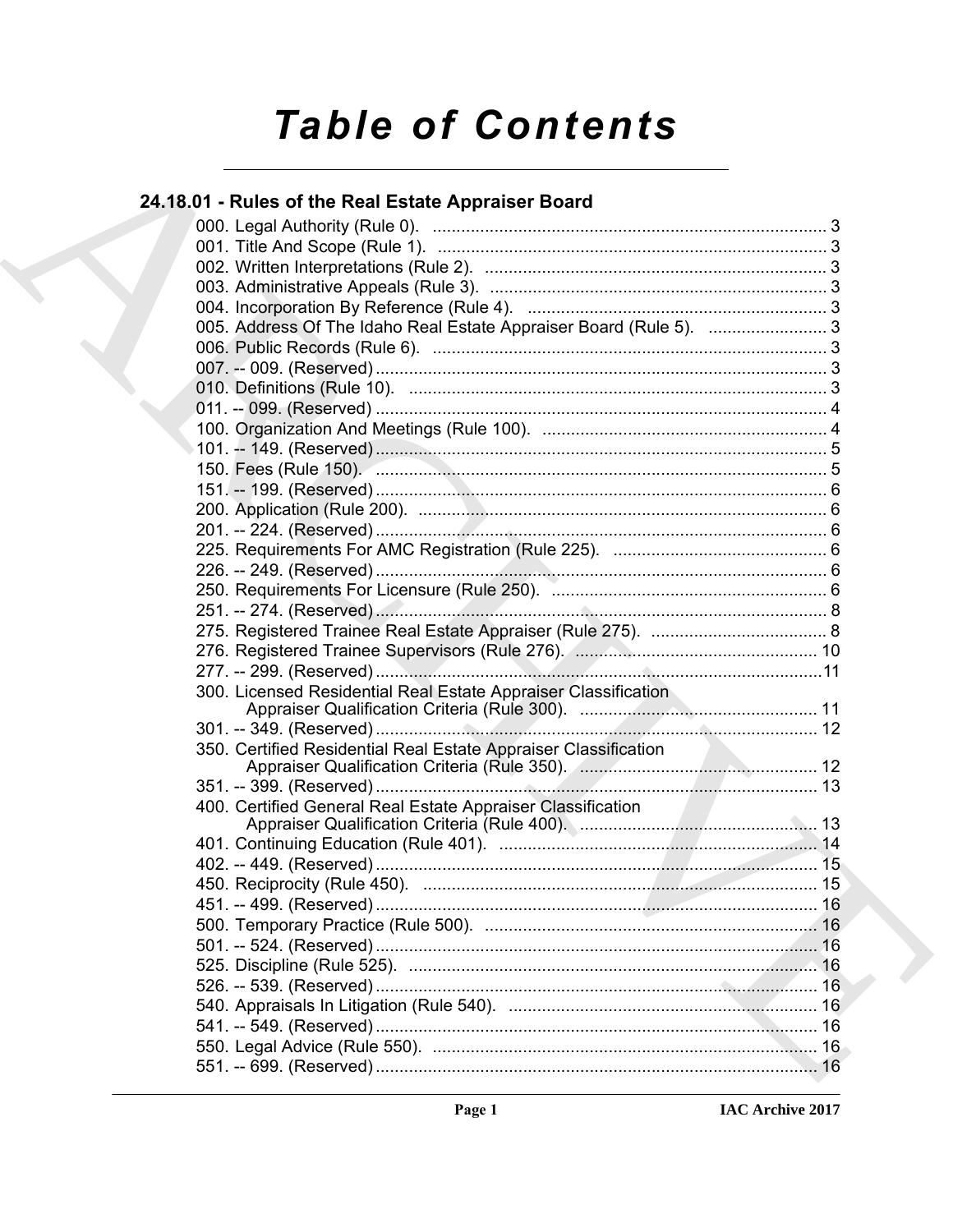# Table of Contents

## 24.18.01 - Rules of the Real Estate Appraiser Board

000. Legal Authority (Rule 0). ... 3
001. Title And Scope (Rule 1). ... 3
002. Written Interpretations (Rule 2). ... 3
003. Administrative Appeals (Rule 3). ... 3
004. Incorporation By Reference (Rule 4). ... 3
005. Address Of The Idaho Real Estate Appraiser Board (Rule 5). ... 3
006. Public Records (Rule 6). ... 3
007. -- 009. (Reserved) ... 3
010. Definitions (Rule 10). ... 3
011. -- 099. (Reserved) ... 4
100. Organization And Meetings (Rule 100). ... 4
101. -- 149. (Reserved) ... 5
150. Fees (Rule 150). ... 5
151. -- 199. (Reserved) ... 6
200. Application (Rule 200). ... 6
201. -- 224. (Reserved) ... 6
225. Requirements For AMC Registration (Rule 225). ... 6
226. -- 249. (Reserved) ... 6
250. Requirements For Licensure (Rule 250). ... 6
251. -- 274. (Reserved) ... 8
275. Registered Trainee Real Estate Appraiser (Rule 275). ... 8
276. Registered Trainee Supervisors (Rule 276). ... 10
277. -- 299. (Reserved) ... 11
300. Licensed Residential Real Estate Appraiser Classification Appraiser Qualification Criteria (Rule 300). ... 11
301. -- 349. (Reserved) ... 12
350. Certified Residential Real Estate Appraiser Classification Appraiser Qualification Criteria (Rule 350). ... 12
351. -- 399. (Reserved) ... 13
400. Certified General Real Estate Appraiser Classification Appraiser Qualification Criteria (Rule 400). ... 13
401. Continuing Education (Rule 401). ... 14
402. -- 449. (Reserved) ... 15
450. Reciprocity (Rule 450). ... 15
451. -- 499. (Reserved) ... 16
500. Temporary Practice (Rule 500). ... 16
501. -- 524. (Reserved) ... 16
525. Discipline (Rule 525). ... 16
526. -- 539. (Reserved) ... 16
540. Appraisals In Litigation (Rule 540). ... 16
541. -- 549. (Reserved) ... 16
550. Legal Advice (Rule 550). ... 16
551. -- 699. (Reserved) ... 16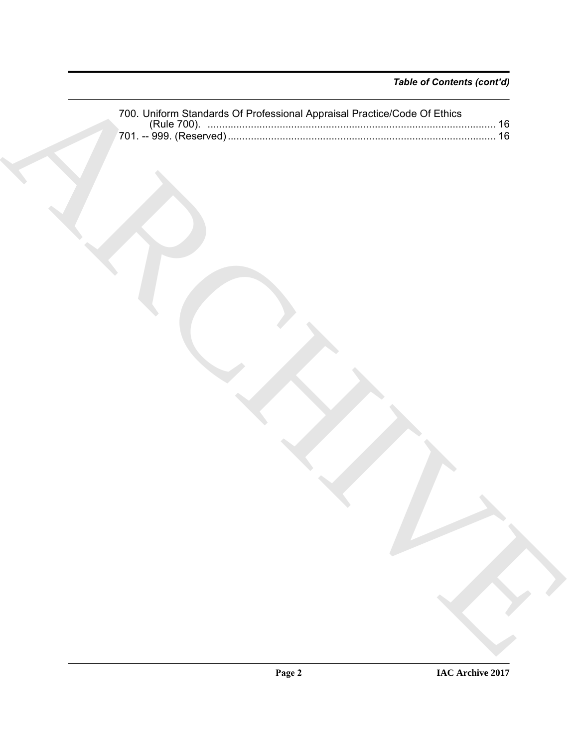*Table of Contents (cont'd)*

700. Uniform Standards Of Professional Appraisal Practice/Code Of Ethics (Rule 700). .................................................................................................... 16
701. -- 999. (Reserved) ............................................................................................ 16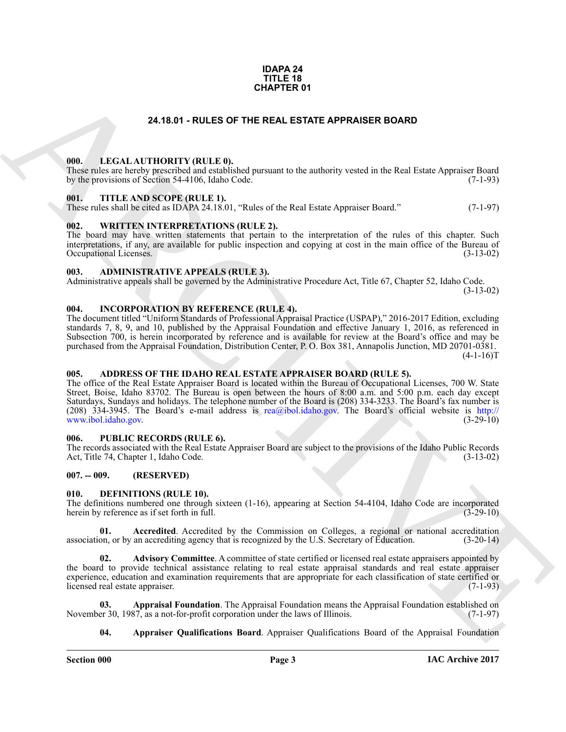**IDAPA 24**
**TITLE 18**
**CHAPTER 01**

# 24.18.01 - RULES OF THE REAL ESTATE APPRAISER BOARD

### 000. LEGAL AUTHORITY (RULE 0).

These rules are hereby prescribed and established pursuant to the authority vested in the Real Estate Appraiser Board by the provisions of Section 54-4106, Idaho Code. (7-1-93)

### 001. TITLE AND SCOPE (RULE 1).

These rules shall be cited as IDAPA 24.18.01, "Rules of the Real Estate Appraiser Board." (7-1-97)

### 002. WRITTEN INTERPRETATIONS (RULE 2).

The board may have written statements that pertain to the interpretation of the rules of this chapter. Such interpretations, if any, are available for public inspection and copying at cost in the main office of the Bureau of Occupational Licenses. (3-13-02)

### 003. ADMINISTRATIVE APPEALS (RULE 3).

Administrative appeals shall be governed by the Administrative Procedure Act, Title 67, Chapter 52, Idaho Code. (3-13-02)

### 004. INCORPORATION BY REFERENCE (RULE 4).

The document titled "Uniform Standards of Professional Appraisal Practice (USPAP)," 2016-2017 Edition, excluding standards 7, 8, 9, and 10, published by the Appraisal Foundation and effective January 1, 2016, as referenced in Subsection 700, is herein incorporated by reference and is available for review at the Board's office and may be purchased from the Appraisal Foundation, Distribution Center, P. O. Box 381, Annapolis Junction, MD 20701-0381. (4-1-16)T

### 005. ADDRESS OF THE IDAHO REAL ESTATE APPRAISER BOARD (RULE 5).

The office of the Real Estate Appraiser Board is located within the Bureau of Occupational Licenses, 700 W. State Street, Boise, Idaho 83702. The Bureau is open between the hours of 8:00 a.m. and 5:00 p.m. each day except Saturdays, Sundays and holidays. The telephone number of the Board is (208) 334-3233. The Board's fax number is (208) 334-3945. The Board's e-mail address is rea@ibol.idaho.gov. The Board's official website is http://www.ibol.idaho.gov. (3-29-10)

### 006. PUBLIC RECORDS (RULE 6).

The records associated with the Real Estate Appraiser Board are subject to the provisions of the Idaho Public Records Act, Title 74, Chapter 1, Idaho Code. (3-13-02)

### 007. -- 009. (RESERVED)

### 010. DEFINITIONS (RULE 10).

The definitions numbered one through sixteen (1-16), appearing at Section 54-4104, Idaho Code are incorporated herein by reference as if set forth in full. (3-29-10)

**01. Accredited**. Accredited by the Commission on Colleges, a regional or national accreditation association, or by an accrediting agency that is recognized by the U.S. Secretary of Education. (3-20-14)

**02. Advisory Committee**. A committee of state certified or licensed real estate appraisers appointed by the board to provide technical assistance relating to real estate appraisal standards and real estate appraiser experience, education and examination requirements that are appropriate for each classification of state certified or licensed real estate appraiser. (7-1-93)

**03. Appraisal Foundation**. The Appraisal Foundation means the Appraisal Foundation established on November 30, 1987, as a not-for-profit corporation under the laws of Illinois. (7-1-97)

**04. Appraiser Qualifications Board**. Appraiser Qualifications Board of the Appraisal Foundation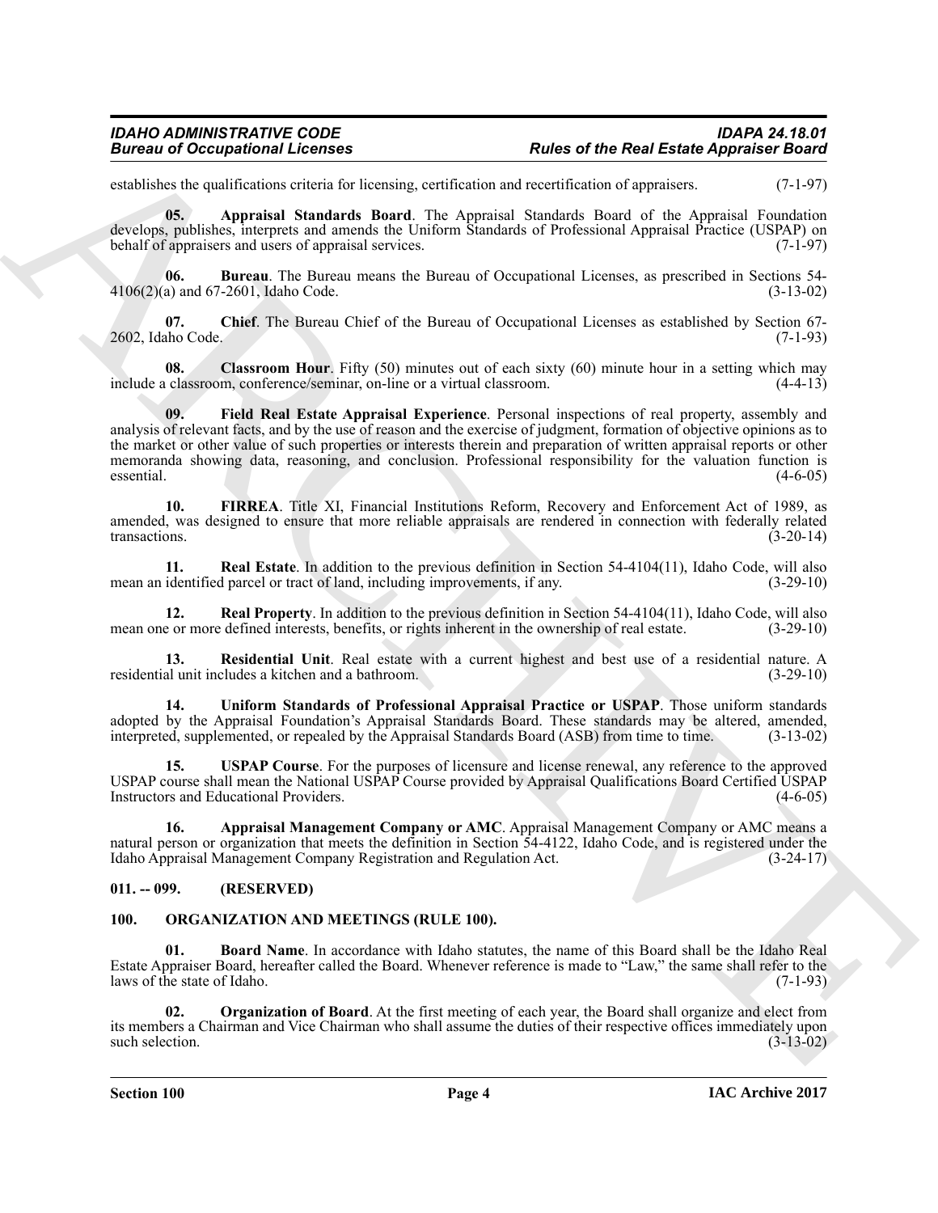establishes the qualifications criteria for licensing, certification and recertification of appraisers. (7-1-97)

**05. Appraisal Standards Board**. The Appraisal Standards Board of the Appraisal Foundation develops, publishes, interprets and amends the Uniform Standards of Professional Appraisal Practice (USPAP) on behalf of appraisers and users of appraisal services. (7-1-97)

**06. Bureau**. The Bureau means the Bureau of Occupational Licenses, as prescribed in Sections 54-4106(2)(a) and 67-2601, Idaho Code. (3-13-02)

**07. Chief**. The Bureau Chief of the Bureau of Occupational Licenses as established by Section 67-2602, Idaho Code. (7-1-93)

**08. Classroom Hour**. Fifty (50) minutes out of each sixty (60) minute hour in a setting which may include a classroom, conference/seminar, on-line or a virtual classroom. (4-4-13)

**09. Field Real Estate Appraisal Experience**. Personal inspections of real property, assembly and analysis of relevant facts, and by the use of reason and the exercise of judgment, formation of objective opinions as to the market or other value of such properties or interests therein and preparation of written appraisal reports or other memoranda showing data, reasoning, and conclusion. Professional responsibility for the valuation function is essential. (4-6-05)

**10. FIRREA**. Title XI, Financial Institutions Reform, Recovery and Enforcement Act of 1989, as amended, was designed to ensure that more reliable appraisals are rendered in connection with federally related transactions. (3-20-14)

**11. Real Estate**. In addition to the previous definition in Section 54-4104(11), Idaho Code, will also mean an identified parcel or tract of land, including improvements, if any. (3-29-10)

**12. Real Property**. In addition to the previous definition in Section 54-4104(11), Idaho Code, will also mean one or more defined interests, benefits, or rights inherent in the ownership of real estate. (3-29-10)

**13. Residential Unit**. Real estate with a current highest and best use of a residential nature. A residential unit includes a kitchen and a bathroom. (3-29-10)

**14. Uniform Standards of Professional Appraisal Practice or USPAP**. Those uniform standards adopted by the Appraisal Foundation's Appraisal Standards Board. These standards may be altered, amended, interpreted, supplemented, or repealed by the Appraisal Standards Board (ASB) from time to time. (3-13-02)

**15. USPAP Course**. For the purposes of licensure and license renewal, any reference to the approved USPAP course shall mean the National USPAP Course provided by Appraisal Qualifications Board Certified USPAP Instructors and Educational Providers. (4-6-05)

**16. Appraisal Management Company or AMC**. Appraisal Management Company or AMC means a natural person or organization that meets the definition in Section 54-4122, Idaho Code, and is registered under the Idaho Appraisal Management Company Registration and Regulation Act. (3-24-17)

## 011. -- 099. (RESERVED)

## 100. ORGANIZATION AND MEETINGS (RULE 100).

**01. Board Name**. In accordance with Idaho statutes, the name of this Board shall be the Idaho Real Estate Appraiser Board, hereafter called the Board. Whenever reference is made to "Law," the same shall refer to the laws of the state of Idaho. (7-1-93)

**02. Organization of Board**. At the first meeting of each year, the Board shall organize and elect from its members a Chairman and Vice Chairman who shall assume the duties of their respective offices immediately upon such selection. (3-13-02)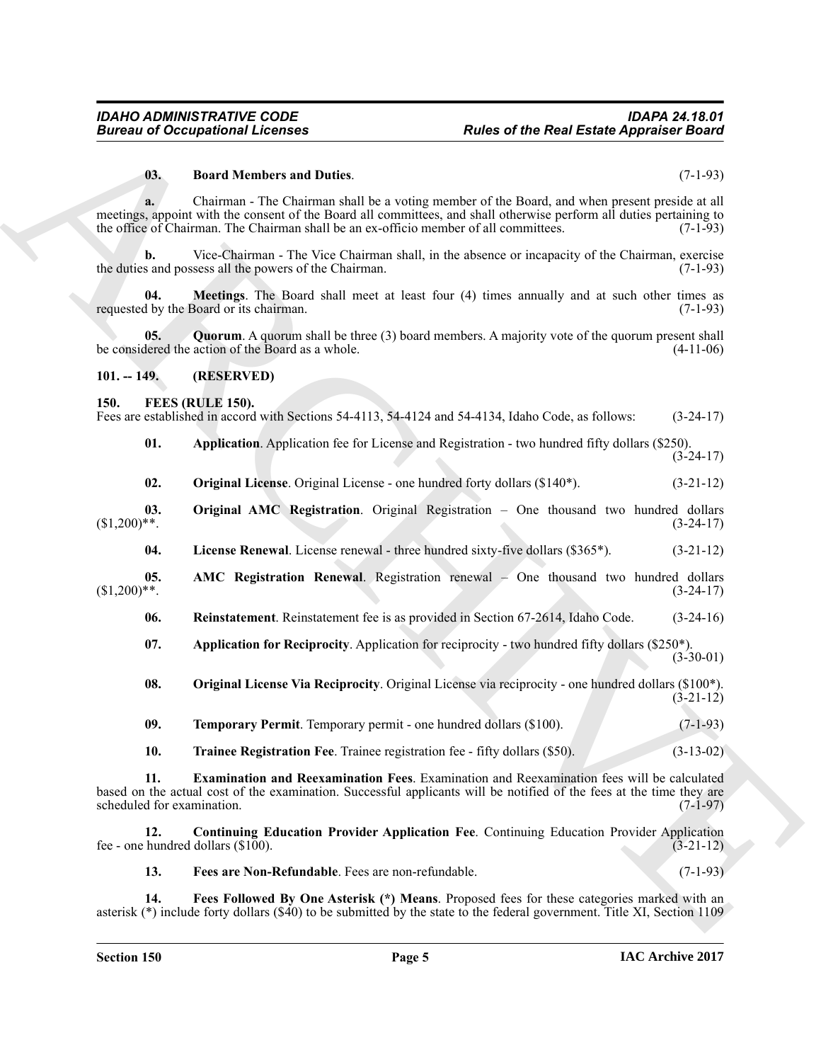**03. Board Members and Duties**. (7-1-93)

**a.** Chairman - The Chairman shall be a voting member of the Board, and when present preside at all meetings, appoint with the consent of the Board all committees, and shall otherwise perform all duties pertaining to the office of Chairman. The Chairman shall be an ex-officio member of all committees. (7-1-93)

**b.** Vice-Chairman - The Vice Chairman shall, in the absence or incapacity of the Chairman, exercise the duties and possess all the powers of the Chairman. (7-1-93)

**04. Meetings**. The Board shall meet at least four (4) times annually and at such other times as requested by the Board or its chairman. (7-1-93)

**05. Quorum**. A quorum shall be three (3) board members. A majority vote of the quorum present shall be considered the action of the Board as a whole. (4-11-06)

## 101. -- 149. (RESERVED)

## 150. FEES (RULE 150).

Fees are established in accord with Sections 54-4113, 54-4124 and 54-4134, Idaho Code, as follows: (3-24-17)

**01. Application**. Application fee for License and Registration - two hundred fifty dollars ($250). (3-24-17)

**02. Original License**. Original License - one hundred forty dollars ($140*). (3-21-12)

**03. Original AMC Registration**. Original Registration – One thousand two hundred dollars ($1,200)**. (3-24-17)

**04. License Renewal**. License renewal - three hundred sixty-five dollars ($365*). (3-21-12)

**05. AMC Registration Renewal**. Registration renewal – One thousand two hundred dollars ($1,200)**. (3-24-17)

**06. Reinstatement**. Reinstatement fee is as provided in Section 67-2614, Idaho Code. (3-24-16)

**07. Application for Reciprocity**. Application for reciprocity - two hundred fifty dollars ($250*). (3-30-01)

**08. Original License Via Reciprocity**. Original License via reciprocity - one hundred dollars ($100*). (3-21-12)

**09. Temporary Permit**. Temporary permit - one hundred dollars ($100). (7-1-93)

**10. Trainee Registration Fee**. Trainee registration fee - fifty dollars ($50). (3-13-02)

**11. Examination and Reexamination Fees**. Examination and Reexamination fees will be calculated based on the actual cost of the examination. Successful applicants will be notified of the fees at the time they are scheduled for examination. (7-1-97)

**12. Continuing Education Provider Application Fee**. Continuing Education Provider Application fee - one hundred dollars ($100). (3-21-12)

**13. Fees are Non-Refundable**. Fees are non-refundable. (7-1-93)

**14. Fees Followed By One Asterisk (*) Means**. Proposed fees for these categories marked with an asterisk (*) include forty dollars ($40) to be submitted by the state to the federal government. Title XI, Section 1109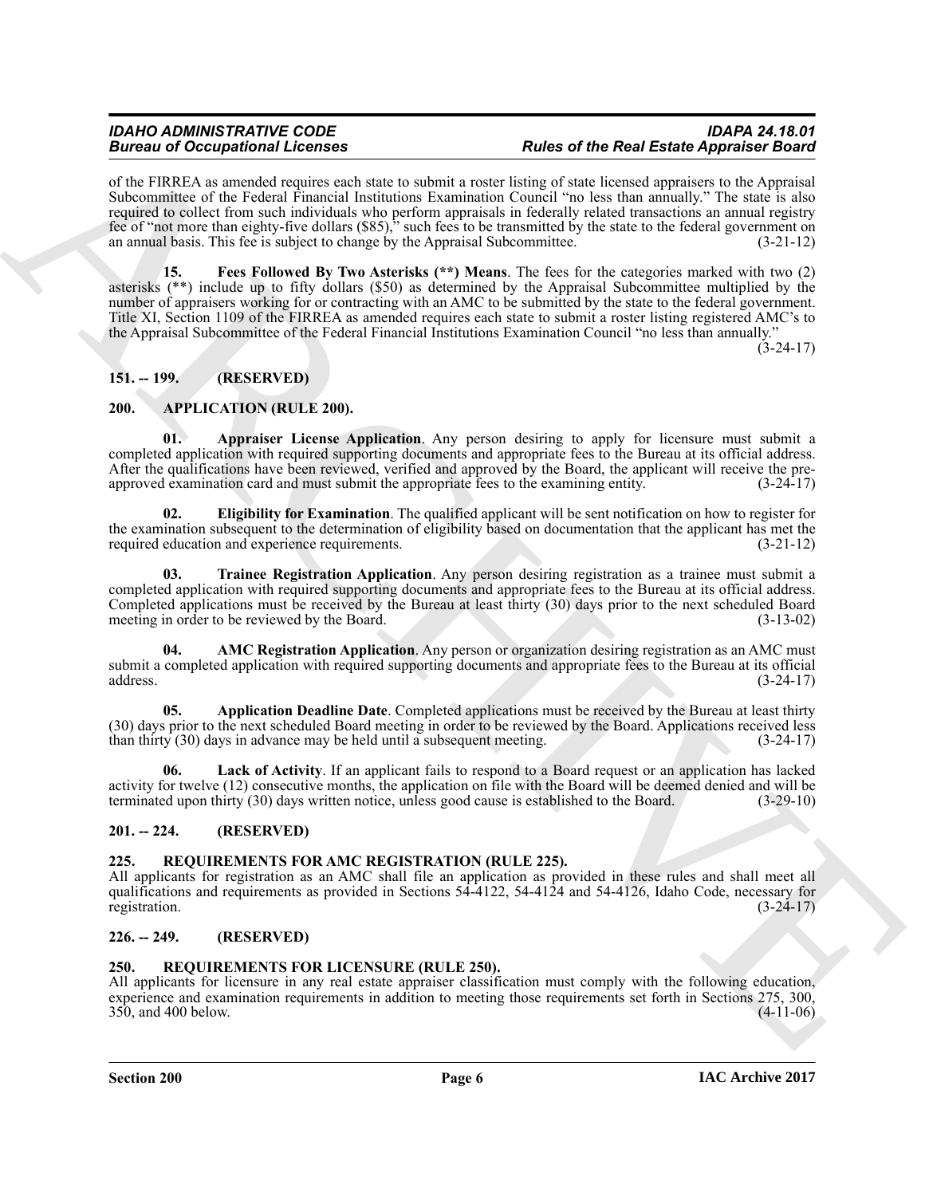of the FIRREA as amended requires each state to submit a roster listing of state licensed appraisers to the Appraisal Subcommittee of the Federal Financial Institutions Examination Council "no less than annually." The state is also required to collect from such individuals who perform appraisals in federally related transactions an annual registry fee of "not more than eighty-five dollars ($85)," such fees to be transmitted by the state to the federal government on an annual basis. This fee is subject to change by the Appraisal Subcommittee. (3-21-12)

**15. Fees Followed By Two Asterisks (**) Means**. The fees for the categories marked with two (2) asterisks (**) include up to fifty dollars ($50) as determined by the Appraisal Subcommittee multiplied by the number of appraisers working for or contracting with an AMC to be submitted by the state to the federal government. Title XI, Section 1109 of the FIRREA as amended requires each state to submit a roster listing registered AMC's to the Appraisal Subcommittee of the Federal Financial Institutions Examination Council "no less than annually." (3-24-17)

## 151. -- 199. (RESERVED)

## 200. APPLICATION (RULE 200).

**01. Appraiser License Application**. Any person desiring to apply for licensure must submit a completed application with required supporting documents and appropriate fees to the Bureau at its official address. After the qualifications have been reviewed, verified and approved by the Board, the applicant will receive the pre-approved examination card and must submit the appropriate fees to the examining entity. (3-24-17)

**02. Eligibility for Examination**. The qualified applicant will be sent notification on how to register for the examination subsequent to the determination of eligibility based on documentation that the applicant has met the required education and experience requirements. (3-21-12)

**03. Trainee Registration Application**. Any person desiring registration as a trainee must submit a completed application with required supporting documents and appropriate fees to the Bureau at its official address. Completed applications must be received by the Bureau at least thirty (30) days prior to the next scheduled Board meeting in order to be reviewed by the Board. (3-13-02)

**04. AMC Registration Application**. Any person or organization desiring registration as an AMC must submit a completed application with required supporting documents and appropriate fees to the Bureau at its official address. (3-24-17)

**05. Application Deadline Date**. Completed applications must be received by the Bureau at least thirty (30) days prior to the next scheduled Board meeting in order to be reviewed by the Board. Applications received less than thirty (30) days in advance may be held until a subsequent meeting. (3-24-17)

**06. Lack of Activity**. If an applicant fails to respond to a Board request or an application has lacked activity for twelve (12) consecutive months, the application on file with the Board will be deemed denied and will be terminated upon thirty (30) days written notice, unless good cause is established to the Board. (3-29-10)

## 201. -- 224. (RESERVED)

## 225. REQUIREMENTS FOR AMC REGISTRATION (RULE 225).

All applicants for registration as an AMC shall file an application as provided in these rules and shall meet all qualifications and requirements as provided in Sections 54-4122, 54-4124 and 54-4126, Idaho Code, necessary for registration. (3-24-17)

## 226. -- 249. (RESERVED)

## 250. REQUIREMENTS FOR LICENSURE (RULE 250).

All applicants for licensure in any real estate appraiser classification must comply with the following education, experience and examination requirements in addition to meeting those requirements set forth in Sections 275, 300, 350, and 400 below. (4-11-06)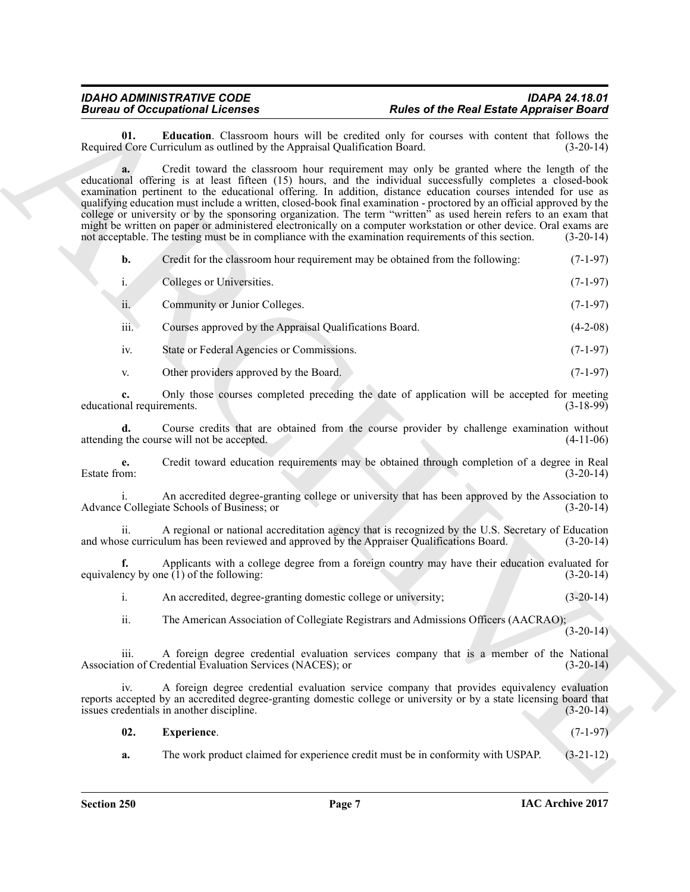**01. Education**. Classroom hours will be credited only for courses with content that follows the Required Core Curriculum as outlined by the Appraisal Qualification Board. (3-20-14)

**a.** Credit toward the classroom hour requirement may only be granted where the length of the educational offering is at least fifteen (15) hours, and the individual successfully completes a closed-book examination pertinent to the educational offering. In addition, distance education courses intended for use as qualifying education must include a written, closed-book final examination - proctored by an official approved by the college or university or by the sponsoring organization. The term "written" as used herein refers to an exam that might be written on paper or administered electronically on a computer workstation or other device. Oral exams are not acceptable. The testing must be in compliance with the examination requirements of this section. (3-20-14)

**b.** Credit for the classroom hour requirement may be obtained from the following: (7-1-97)

i. Colleges or Universities. (7-1-97)

ii. Community or Junior Colleges. (7-1-97)

iii. Courses approved by the Appraisal Qualifications Board. (4-2-08)

iv. State or Federal Agencies or Commissions. (7-1-97)

v. Other providers approved by the Board. (7-1-97)

**c.** Only those courses completed preceding the date of application will be accepted for meeting educational requirements. (3-18-99)

**d.** Course credits that are obtained from the course provider by challenge examination without attending the course will not be accepted. (4-11-06)

**e.** Credit toward education requirements may be obtained through completion of a degree in Real Estate from: (3-20-14)

i. An accredited degree-granting college or university that has been approved by the Association to Advance Collegiate Schools of Business; or (3-20-14)

ii. A regional or national accreditation agency that is recognized by the U.S. Secretary of Education and whose curriculum has been reviewed and approved by the Appraiser Qualifications Board. (3-20-14)

**f.** Applicants with a college degree from a foreign country may have their education evaluated for equivalency by one (1) of the following: (3-20-14)

i. An accredited, degree-granting domestic college or university; (3-20-14)

ii. The American Association of Collegiate Registrars and Admissions Officers (AACRAO); (3-20-14)

iii. A foreign degree credential evaluation services company that is a member of the National Association of Credential Evaluation Services (NACES); or (3-20-14)

iv. A foreign degree credential evaluation service company that provides equivalency evaluation reports accepted by an accredited degree-granting domestic college or university or by a state licensing board that issues credentials in another discipline. (3-20-14)

**02. Experience**. (7-1-97)

**a.** The work product claimed for experience credit must be in conformity with USPAP. (3-21-12)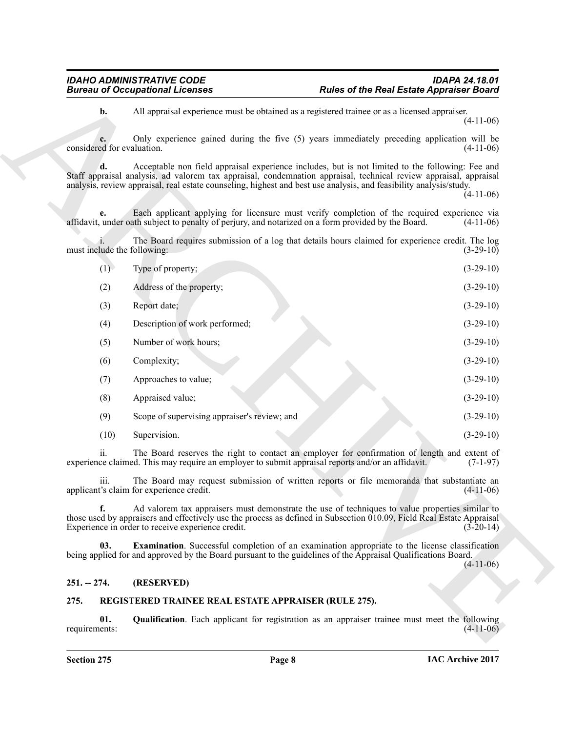**b.** All appraisal experience must be obtained as a registered trainee or as a licensed appraiser. (4-11-06)

**c.** Only experience gained during the five (5) years immediately preceding application will be considered for evaluation. (4-11-06)

**d.** Acceptable non field appraisal experience includes, but is not limited to the following: Fee and Staff appraisal analysis, ad valorem tax appraisal, condemnation appraisal, technical review appraisal, appraisal analysis, review appraisal, real estate counseling, highest and best use analysis, and feasibility analysis/study. (4-11-06)

**e.** Each applicant applying for licensure must verify completion of the required experience via affidavit, under oath subject to penalty of perjury, and notarized on a form provided by the Board. (4-11-06)

i. The Board requires submission of a log that details hours claimed for experience credit. The log must include the following: (3-29-10)

(1) Type of property; (3-29-10)

(2) Address of the property; (3-29-10)

(3) Report date; (3-29-10)

(4) Description of work performed; (3-29-10)

(5) Number of work hours; (3-29-10)

(6) Complexity; (3-29-10)

(7) Approaches to value; (3-29-10)

(8) Appraised value; (3-29-10)

(9) Scope of supervising appraiser's review; and (3-29-10)

(10) Supervision. (3-29-10)

ii. The Board reserves the right to contact an employer for confirmation of length and extent of experience claimed. This may require an employer to submit appraisal reports and/or an affidavit. (7-1-97)

iii. The Board may request submission of written reports or file memoranda that substantiate an applicant's claim for experience credit. (4-11-06)

**f.** Ad valorem tax appraisers must demonstrate the use of techniques to value properties similar to those used by appraisers and effectively use the process as defined in Subsection 010.09, Field Real Estate Appraisal Experience in order to receive experience credit. (3-20-14)

**03. Examination**. Successful completion of an examination appropriate to the license classification being applied for and approved by the Board pursuant to the guidelines of the Appraisal Qualifications Board. (4-11-06)

## 251. -- 274. (RESERVED)

## 275. REGISTERED TRAINEE REAL ESTATE APPRAISER (RULE 275).

**01. Qualification**. Each applicant for registration as an appraiser trainee must meet the following requirements: (4-11-06)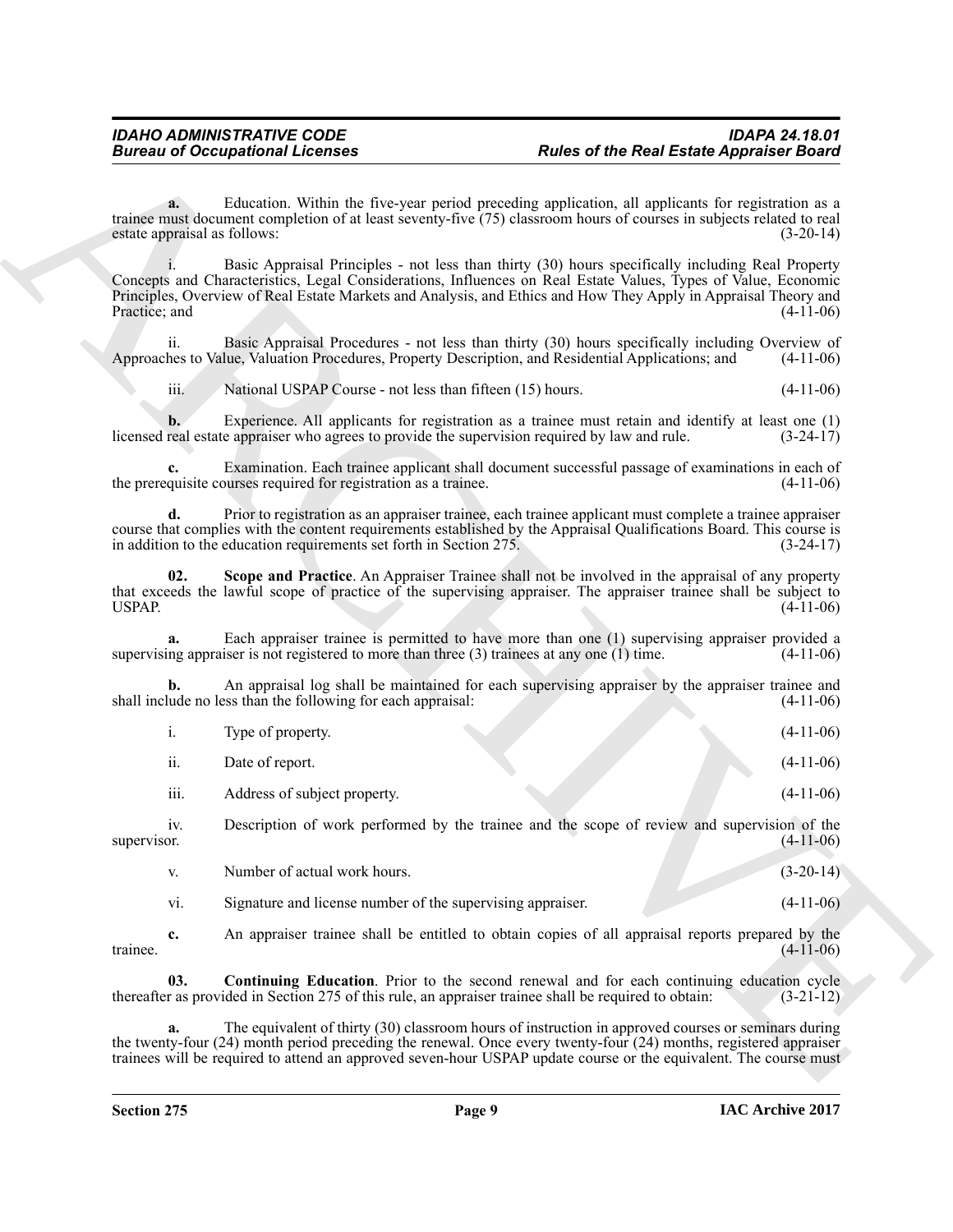**a.** Education. Within the five-year period preceding application, all applicants for registration as a trainee must document completion of at least seventy-five (75) classroom hours of courses in subjects related to real estate appraisal as follows: (3-20-14)

i. Basic Appraisal Principles - not less than thirty (30) hours specifically including Real Property Concepts and Characteristics, Legal Considerations, Influences on Real Estate Values, Types of Value, Economic Principles, Overview of Real Estate Markets and Analysis, and Ethics and How They Apply in Appraisal Theory and Practice; and (4-11-06)

ii. Basic Appraisal Procedures - not less than thirty (30) hours specifically including Overview of Approaches to Value, Valuation Procedures, Property Description, and Residential Applications; and (4-11-06)

iii. National USPAP Course - not less than fifteen (15) hours. (4-11-06)

**b.** Experience. All applicants for registration as a trainee must retain and identify at least one (1) licensed real estate appraiser who agrees to provide the supervision required by law and rule. (3-24-17)

**c.** Examination. Each trainee applicant shall document successful passage of examinations in each of the prerequisite courses required for registration as a trainee. (4-11-06)

**d.** Prior to registration as an appraiser trainee, each trainee applicant must complete a trainee appraiser course that complies with the content requirements established by the Appraisal Qualifications Board. This course is in addition to the education requirements set forth in Section 275. (3-24-17)

**02. Scope and Practice**. An Appraiser Trainee shall not be involved in the appraisal of any property that exceeds the lawful scope of practice of the supervising appraiser. The appraiser trainee shall be subject to USPAP. (4-11-06)

**a.** Each appraiser trainee is permitted to have more than one (1) supervising appraiser provided a supervising appraiser is not registered to more than three (3) trainees at any one (1) time. (4-11-06)

**b.** An appraisal log shall be maintained for each supervising appraiser by the appraiser trainee and shall include no less than the following for each appraisal: (4-11-06)

i. Type of property. (4-11-06)

ii. Date of report. (4-11-06)

iii. Address of subject property. (4-11-06)

iv. Description of work performed by the trainee and the scope of review and supervision of the supervisor. (4-11-06)

v. Number of actual work hours. (3-20-14)

vi. Signature and license number of the supervising appraiser. (4-11-06)

**c.** An appraiser trainee shall be entitled to obtain copies of all appraisal reports prepared by the trainee. (4-11-06)

**03. Continuing Education**. Prior to the second renewal and for each continuing education cycle thereafter as provided in Section 275 of this rule, an appraiser trainee shall be required to obtain: (3-21-12)

**a.** The equivalent of thirty (30) classroom hours of instruction in approved courses or seminars during the twenty-four (24) month period preceding the renewal. Once every twenty-four (24) months, registered appraiser trainees will be required to attend an approved seven-hour USPAP update course or the equivalent. The course must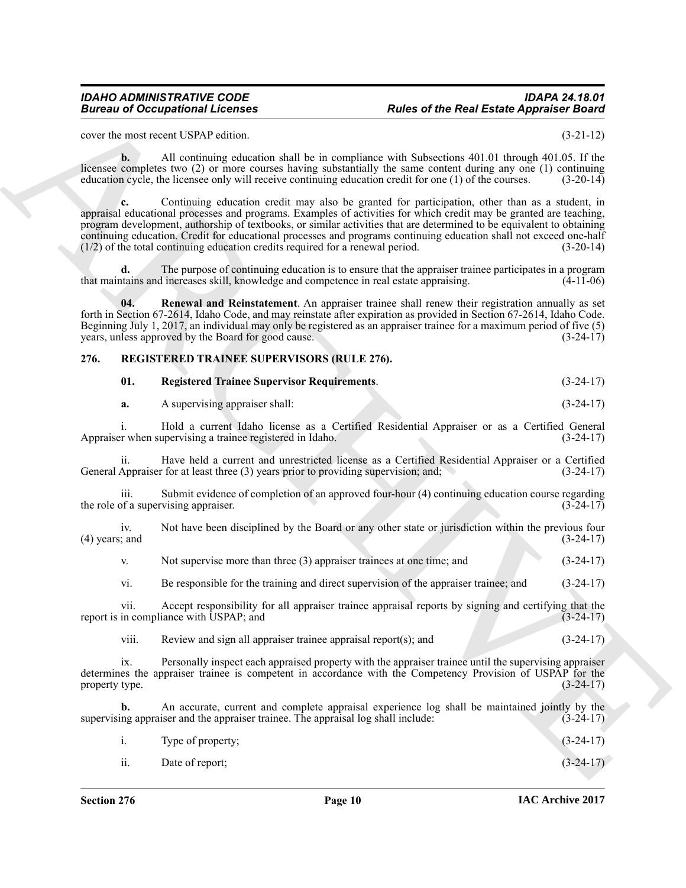cover the most recent USPAP edition. (3-21-12)

**b.** All continuing education shall be in compliance with Subsections 401.01 through 401.05. If the licensee completes two (2) or more courses having substantially the same content during any one (1) continuing education cycle, the licensee only will receive continuing education credit for one (1) of the courses. (3-20-14)

**c.** Continuing education credit may also be granted for participation, other than as a student, in appraisal educational processes and programs. Examples of activities for which credit may be granted are teaching, program development, authorship of textbooks, or similar activities that are determined to be equivalent to obtaining continuing education. Credit for educational processes and programs continuing education shall not exceed one-half (1/2) of the total continuing education credits required for a renewal period. (3-20-14)

**d.** The purpose of continuing education is to ensure that the appraiser trainee participates in a program that maintains and increases skill, knowledge and competence in real estate appraising. (4-11-06)

**04. Renewal and Reinstatement**. An appraiser trainee shall renew their registration annually as set forth in Section 67-2614, Idaho Code, and may reinstate after expiration as provided in Section 67-2614, Idaho Code. Beginning July 1, 2017, an individual may only be registered as an appraiser trainee for a maximum period of five (5) years, unless approved by the Board for good cause. (3-24-17)

## 276. REGISTERED TRAINEE SUPERVISORS (RULE 276).

**01. Registered Trainee Supervisor Requirements**. (3-24-17)

**a.** A supervising appraiser shall: (3-24-17)

i. Hold a current Idaho license as a Certified Residential Appraiser or as a Certified General Appraiser when supervising a trainee registered in Idaho. (3-24-17)

ii. Have held a current and unrestricted license as a Certified Residential Appraiser or a Certified General Appraiser for at least three (3) years prior to providing supervision; and; (3-24-17)

iii. Submit evidence of completion of an approved four-hour (4) continuing education course regarding the role of a supervising appraiser. (3-24-17)

iv. Not have been disciplined by the Board or any other state or jurisdiction within the previous four (4) years; and (3-24-17)

v. Not supervise more than three (3) appraiser trainees at one time; and (3-24-17)

vi. Be responsible for the training and direct supervision of the appraiser trainee; and (3-24-17)

vii. Accept responsibility for all appraiser trainee appraisal reports by signing and certifying that the report is in compliance with USPAP; and (3-24-17)

viii. Review and sign all appraiser trainee appraisal report(s); and (3-24-17)

ix. Personally inspect each appraised property with the appraiser trainee until the supervising appraiser determines the appraiser trainee is competent in accordance with the Competency Provision of USPAP for the property type. (3-24-17)

**b.** An accurate, current and complete appraisal experience log shall be maintained jointly by the supervising appraiser and the appraiser trainee. The appraisal log shall include: (3-24-17)

i. Type of property; (3-24-17)

ii. Date of report; (3-24-17)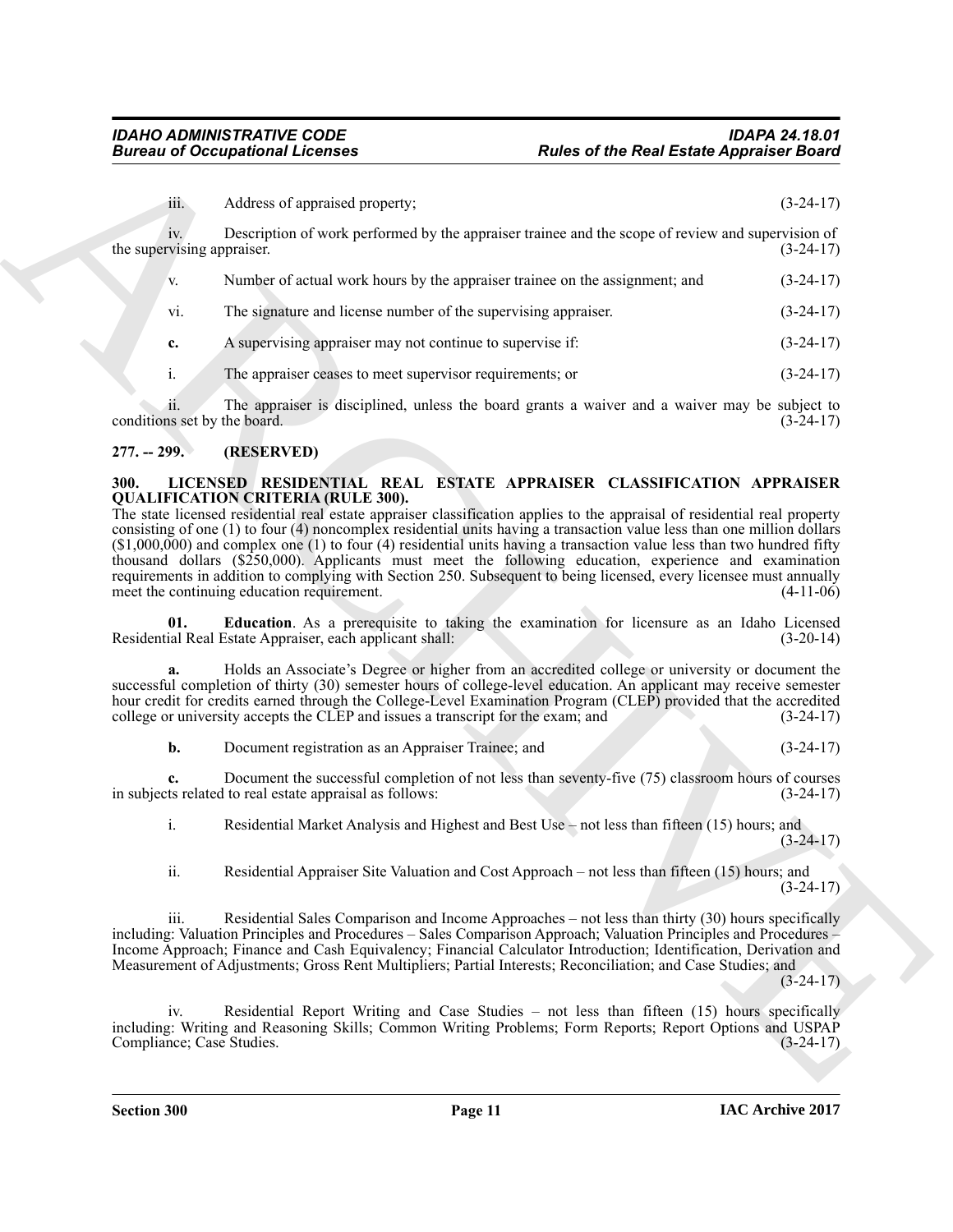iii. Address of appraised property; (3-24-17)

iv. Description of work performed by the appraiser trainee and the scope of review and supervision of the supervising appraiser. (3-24-17)

v. Number of actual work hours by the appraiser trainee on the assignment; and (3-24-17)

vi. The signature and license number of the supervising appraiser. (3-24-17)

**c.** A supervising appraiser may not continue to supervise if: (3-24-17)

i. The appraiser ceases to meet supervisor requirements; or (3-24-17)

ii. The appraiser is disciplined, unless the board grants a waiver and a waiver may be subject to conditions set by the board. (3-24-17)

## 277. -- 299. (RESERVED)

## 300. LICENSED RESIDENTIAL REAL ESTATE APPRAISER CLASSIFICATION APPRAISER QUALIFICATION CRITERIA (RULE 300).

The state licensed residential real estate appraiser classification applies to the appraisal of residential real property consisting of one (1) to four (4) noncomplex residential units having a transaction value less than one million dollars ($1,000,000) and complex one (1) to four (4) residential units having a transaction value less than two hundred fifty thousand dollars ($250,000). Applicants must meet the following education, experience and examination requirements in addition to complying with Section 250. Subsequent to being licensed, every licensee must annually meet the continuing education requirement. (4-11-06)

**01. Education**. As a prerequisite to taking the examination for licensure as an Idaho Licensed Residential Real Estate Appraiser, each applicant shall: (3-20-14)

**a.** Holds an Associate's Degree or higher from an accredited college or university or document the successful completion of thirty (30) semester hours of college-level education. An applicant may receive semester hour credit for credits earned through the College-Level Examination Program (CLEP) provided that the accredited college or university accepts the CLEP and issues a transcript for the exam; and (3-24-17)

**b.** Document registration as an Appraiser Trainee; and (3-24-17)

**c.** Document the successful completion of not less than seventy-five (75) classroom hours of courses in subjects related to real estate appraisal as follows: (3-24-17)

i. Residential Market Analysis and Highest and Best Use – not less than fifteen (15) hours; and (3-24-17)

ii. Residential Appraiser Site Valuation and Cost Approach – not less than fifteen (15) hours; and (3-24-17)

iii. Residential Sales Comparison and Income Approaches – not less than thirty (30) hours specifically including: Valuation Principles and Procedures – Sales Comparison Approach; Valuation Principles and Procedures – Income Approach; Finance and Cash Equivalency; Financial Calculator Introduction; Identification, Derivation and Measurement of Adjustments; Gross Rent Multipliers; Partial Interests; Reconciliation; and Case Studies; and (3-24-17)

iv. Residential Report Writing and Case Studies – not less than fifteen (15) hours specifically including: Writing and Reasoning Skills; Common Writing Problems; Form Reports; Report Options and USPAP Compliance; Case Studies. (3-24-17)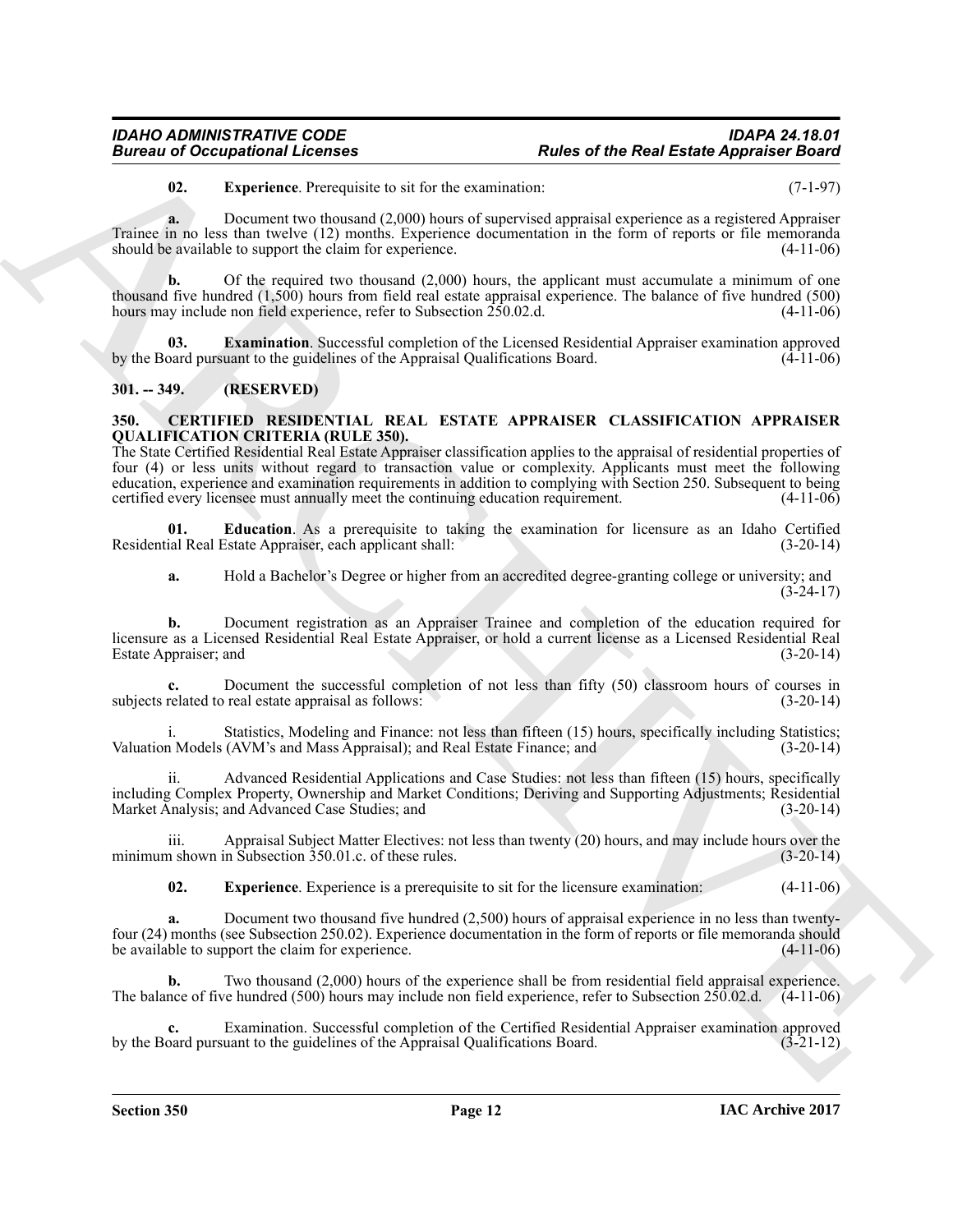**02. Experience**. Prerequisite to sit for the examination: (7-1-97)

**a.** Document two thousand (2,000) hours of supervised appraisal experience as a registered Appraiser Trainee in no less than twelve (12) months. Experience documentation in the form of reports or file memoranda should be available to support the claim for experience. (4-11-06)

**b.** Of the required two thousand (2,000) hours, the applicant must accumulate a minimum of one thousand five hundred (1,500) hours from field real estate appraisal experience. The balance of five hundred (500) hours may include non field experience, refer to Subsection 250.02.d. (4-11-06)

**03. Examination**. Successful completion of the Licensed Residential Appraiser examination approved by the Board pursuant to the guidelines of the Appraisal Qualifications Board. (4-11-06)

## 301. -- 349. (RESERVED)

## 350. CERTIFIED RESIDENTIAL REAL ESTATE APPRAISER CLASSIFICATION APPRAISER QUALIFICATION CRITERIA (RULE 350).

The State Certified Residential Real Estate Appraiser classification applies to the appraisal of residential properties of four (4) or less units without regard to transaction value or complexity. Applicants must meet the following education, experience and examination requirements in addition to complying with Section 250. Subsequent to being certified every licensee must annually meet the continuing education requirement. (4-11-06)

**01. Education**. As a prerequisite to taking the examination for licensure as an Idaho Certified Residential Real Estate Appraiser, each applicant shall: (3-20-14)

**a.** Hold a Bachelor's Degree or higher from an accredited degree-granting college or university; and (3-24-17)

**b.** Document registration as an Appraiser Trainee and completion of the education required for licensure as a Licensed Residential Real Estate Appraiser, or hold a current license as a Licensed Residential Real Estate Appraiser; and (3-20-14)

**c.** Document the successful completion of not less than fifty (50) classroom hours of courses in subjects related to real estate appraisal as follows: (3-20-14)

i. Statistics, Modeling and Finance: not less than fifteen (15) hours, specifically including Statistics; Valuation Models (AVM's and Mass Appraisal); and Real Estate Finance; and (3-20-14)

ii. Advanced Residential Applications and Case Studies: not less than fifteen (15) hours, specifically including Complex Property, Ownership and Market Conditions; Deriving and Supporting Adjustments; Residential Market Analysis; and Advanced Case Studies; and (3-20-14)

iii. Appraisal Subject Matter Electives: not less than twenty (20) hours, and may include hours over the minimum shown in Subsection 350.01.c. of these rules. (3-20-14)

**02. Experience**. Experience is a prerequisite to sit for the licensure examination: (4-11-06)

**a.** Document two thousand five hundred (2,500) hours of appraisal experience in no less than twenty-four (24) months (see Subsection 250.02). Experience documentation in the form of reports or file memoranda should be available to support the claim for experience. (4-11-06)

**b.** Two thousand (2,000) hours of the experience shall be from residential field appraisal experience. The balance of five hundred (500) hours may include non field experience, refer to Subsection 250.02.d. (4-11-06)

**c.** Examination. Successful completion of the Certified Residential Appraiser examination approved by the Board pursuant to the guidelines of the Appraisal Qualifications Board. (3-21-12)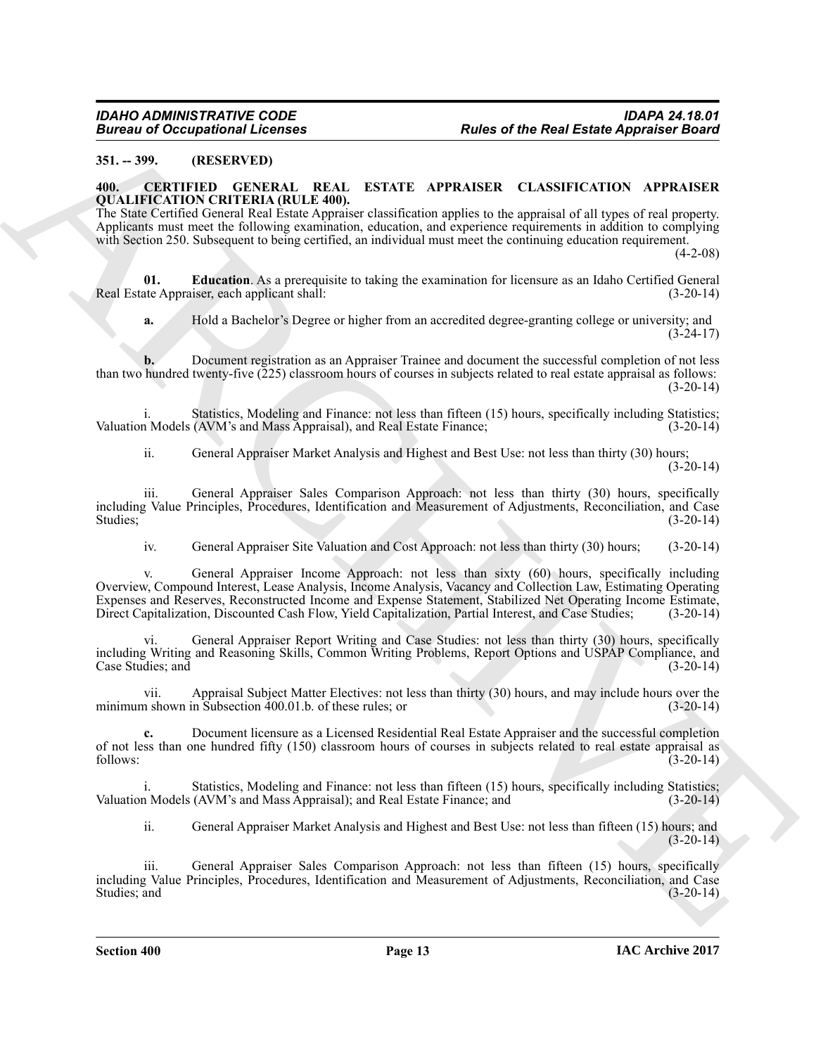**351. -- 399. (RESERVED)**

**400. CERTIFIED GENERAL REAL ESTATE APPRAISER CLASSIFICATION APPRAISER QUALIFICATION CRITERIA (RULE 400).**

The State Certified General Real Estate Appraiser classification applies to the appraisal of all types of real property. Applicants must meet the following examination, education, and experience requirements in addition to complying with Section 250. Subsequent to being certified, an individual must meet the continuing education requirement. (4-2-08)

**01. Education**. As a prerequisite to taking the examination for licensure as an Idaho Certified General Real Estate Appraiser, each applicant shall: (3-20-14)

**a.** Hold a Bachelor's Degree or higher from an accredited degree-granting college or university; and (3-24-17)

**b.** Document registration as an Appraiser Trainee and document the successful completion of not less than two hundred twenty-five (225) classroom hours of courses in subjects related to real estate appraisal as follows: (3-20-14)

i. Statistics, Modeling and Finance: not less than fifteen (15) hours, specifically including Statistics; Valuation Models (AVM's and Mass Appraisal), and Real Estate Finance; (3-20-14)

ii. General Appraiser Market Analysis and Highest and Best Use: not less than thirty (30) hours; (3-20-14)

iii. General Appraiser Sales Comparison Approach: not less than thirty (30) hours, specifically including Value Principles, Procedures, Identification and Measurement of Adjustments, Reconciliation, and Case Studies; (3-20-14)

iv. General Appraiser Site Valuation and Cost Approach: not less than thirty (30) hours; (3-20-14)

v. General Appraiser Income Approach: not less than sixty (60) hours, specifically including Overview, Compound Interest, Lease Analysis, Income Analysis, Vacancy and Collection Law, Estimating Operating Expenses and Reserves, Reconstructed Income and Expense Statement, Stabilized Net Operating Income Estimate, Direct Capitalization, Discounted Cash Flow, Yield Capitalization, Partial Interest, and Case Studies; (3-20-14)

vi. General Appraiser Report Writing and Case Studies: not less than thirty (30) hours, specifically including Writing and Reasoning Skills, Common Writing Problems, Report Options and USPAP Compliance, and Case Studies; and (3-20-14)

vii. Appraisal Subject Matter Electives: not less than thirty (30) hours, and may include hours over the minimum shown in Subsection 400.01.b. of these rules; or (3-20-14)

**c.** Document licensure as a Licensed Residential Real Estate Appraiser and the successful completion of not less than one hundred fifty (150) classroom hours of courses in subjects related to real estate appraisal as follows: (3-20-14)

i. Statistics, Modeling and Finance: not less than fifteen (15) hours, specifically including Statistics; Valuation Models (AVM's and Mass Appraisal); and Real Estate Finance; and (3-20-14)

ii. General Appraiser Market Analysis and Highest and Best Use: not less than fifteen (15) hours; and (3-20-14)

iii. General Appraiser Sales Comparison Approach: not less than fifteen (15) hours, specifically including Value Principles, Procedures, Identification and Measurement of Adjustments, Reconciliation, and Case Studies; and (3-20-14)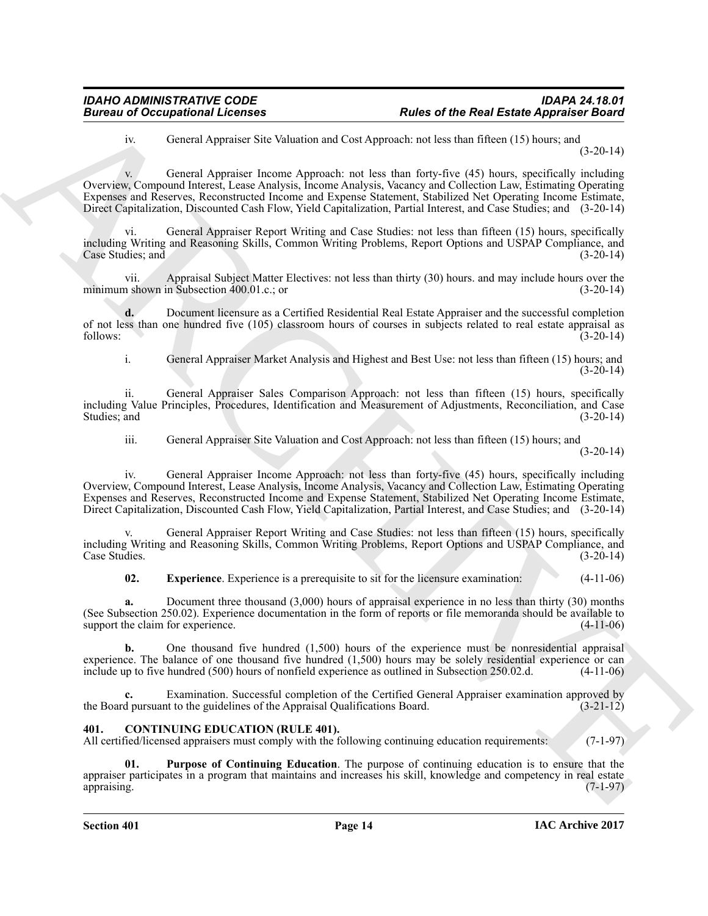iv. General Appraiser Site Valuation and Cost Approach: not less than fifteen (15) hours; and (3-20-14)

v. General Appraiser Income Approach: not less than forty-five (45) hours, specifically including Overview, Compound Interest, Lease Analysis, Income Analysis, Vacancy and Collection Law, Estimating Operating Expenses and Reserves, Reconstructed Income and Expense Statement, Stabilized Net Operating Income Estimate, Direct Capitalization, Discounted Cash Flow, Yield Capitalization, Partial Interest, and Case Studies; and (3-20-14)

vi. General Appraiser Report Writing and Case Studies: not less than fifteen (15) hours, specifically including Writing and Reasoning Skills, Common Writing Problems, Report Options and USPAP Compliance, and Case Studies; and (3-20-14)

vii. Appraisal Subject Matter Electives: not less than thirty (30) hours. and may include hours over the minimum shown in Subsection 400.01.c.; or (3-20-14)

**d.** Document licensure as a Certified Residential Real Estate Appraiser and the successful completion of not less than one hundred five (105) classroom hours of courses in subjects related to real estate appraisal as follows: (3-20-14)

i. General Appraiser Market Analysis and Highest and Best Use: not less than fifteen (15) hours; and (3-20-14)

ii. General Appraiser Sales Comparison Approach: not less than fifteen (15) hours, specifically including Value Principles, Procedures, Identification and Measurement of Adjustments, Reconciliation, and Case Studies; and (3-20-14)

iii. General Appraiser Site Valuation and Cost Approach: not less than fifteen (15) hours; and (3-20-14)

iv. General Appraiser Income Approach: not less than forty-five (45) hours, specifically including Overview, Compound Interest, Lease Analysis, Income Analysis, Vacancy and Collection Law, Estimating Operating Expenses and Reserves, Reconstructed Income and Expense Statement, Stabilized Net Operating Income Estimate, Direct Capitalization, Discounted Cash Flow, Yield Capitalization, Partial Interest, and Case Studies; and (3-20-14)

v. General Appraiser Report Writing and Case Studies: not less than fifteen (15) hours, specifically including Writing and Reasoning Skills, Common Writing Problems, Report Options and USPAP Compliance, and Case Studies. (3-20-14)

**02. Experience**. Experience is a prerequisite to sit for the licensure examination: (4-11-06)

**a.** Document three thousand (3,000) hours of appraisal experience in no less than thirty (30) months (See Subsection 250.02). Experience documentation in the form of reports or file memoranda should be available to support the claim for experience. (4-11-06)

**b.** One thousand five hundred (1,500) hours of the experience must be nonresidential appraisal experience. The balance of one thousand five hundred (1,500) hours may be solely residential experience or can include up to five hundred (500) hours of nonfield experience as outlined in Subsection 250.02.d. (4-11-06)

**c.** Examination. Successful completion of the Certified General Appraiser examination approved by the Board pursuant to the guidelines of the Appraisal Qualifications Board. (3-21-12)

### 401. CONTINUING EDUCATION (RULE 401).

All certified/licensed appraisers must comply with the following continuing education requirements: (7-1-97)

**01. Purpose of Continuing Education**. The purpose of continuing education is to ensure that the appraiser participates in a program that maintains and increases his skill, knowledge and competency in real estate appraising. (7-1-97)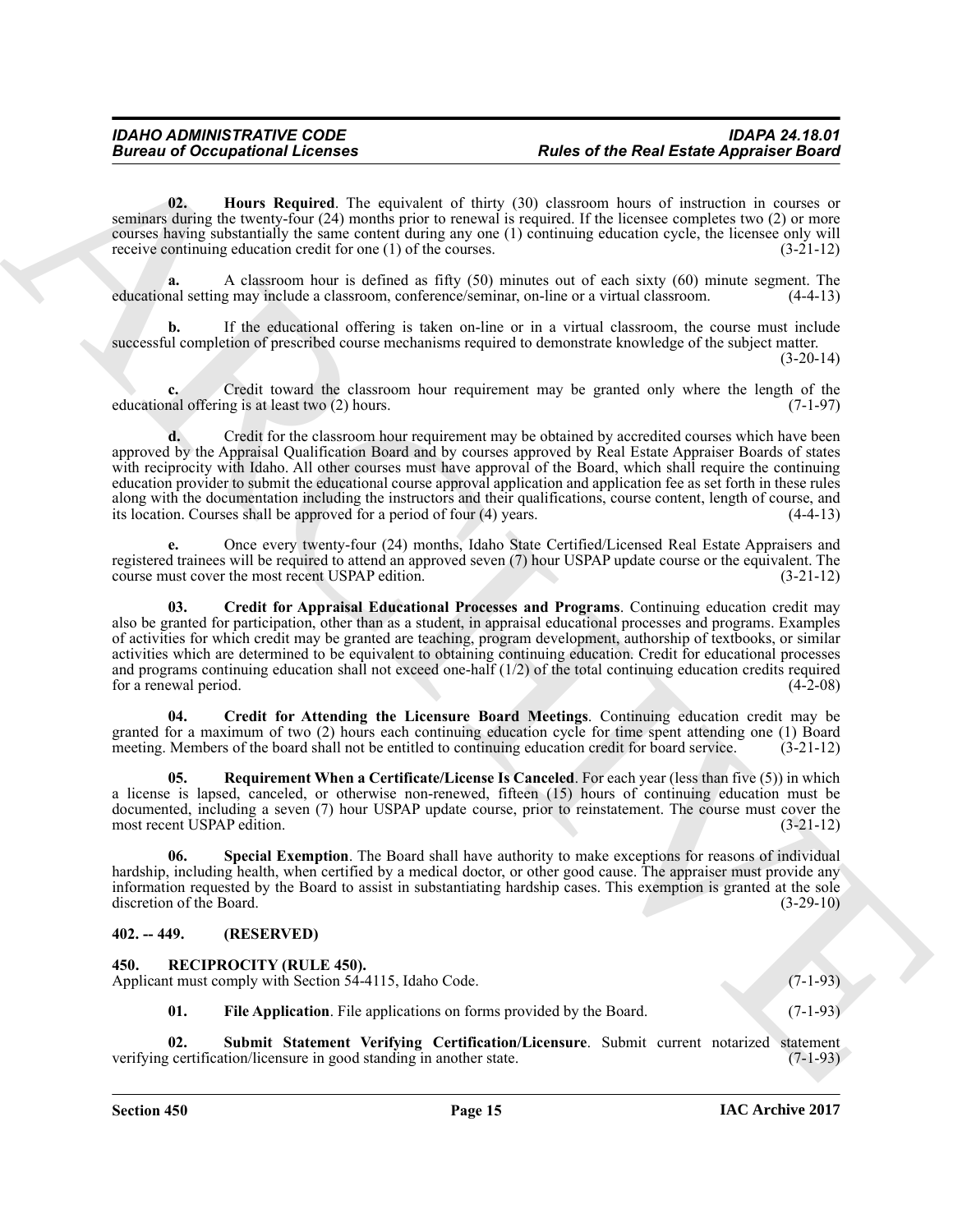**02. Hours Required**. The equivalent of thirty (30) classroom hours of instruction in courses or seminars during the twenty-four (24) months prior to renewal is required. If the licensee completes two (2) or more courses having substantially the same content during any one (1) continuing education cycle, the licensee only will receive continuing education credit for one (1) of the courses. (3-21-12)

**a.** A classroom hour is defined as fifty (50) minutes out of each sixty (60) minute segment. The educational setting may include a classroom, conference/seminar, on-line or a virtual classroom. (4-4-13)

**b.** If the educational offering is taken on-line or in a virtual classroom, the course must include successful completion of prescribed course mechanisms required to demonstrate knowledge of the subject matter. (3-20-14)

**c.** Credit toward the classroom hour requirement may be granted only where the length of the educational offering is at least two (2) hours. (7-1-97)

**d.** Credit for the classroom hour requirement may be obtained by accredited courses which have been approved by the Appraisal Qualification Board and by courses approved by Real Estate Appraiser Boards of states with reciprocity with Idaho. All other courses must have approval of the Board, which shall require the continuing education provider to submit the educational course approval application and application fee as set forth in these rules along with the documentation including the instructors and their qualifications, course content, length of course, and its location. Courses shall be approved for a period of four (4) years. (4-4-13)

**e.** Once every twenty-four (24) months, Idaho State Certified/Licensed Real Estate Appraisers and registered trainees will be required to attend an approved seven (7) hour USPAP update course or the equivalent. The course must cover the most recent USPAP edition. (3-21-12)

**03. Credit for Appraisal Educational Processes and Programs**. Continuing education credit may also be granted for participation, other than as a student, in appraisal educational processes and programs. Examples of activities for which credit may be granted are teaching, program development, authorship of textbooks, or similar activities which are determined to be equivalent to obtaining continuing education. Credit for educational processes and programs continuing education shall not exceed one-half (1/2) of the total continuing education credits required for a renewal period. (4-2-08)

**04. Credit for Attending the Licensure Board Meetings**. Continuing education credit may be granted for a maximum of two (2) hours each continuing education cycle for time spent attending one (1) Board meeting. Members of the board shall not be entitled to continuing education credit for board service. (3-21-12)

**05. Requirement When a Certificate/License Is Canceled**. For each year (less than five (5)) in which a license is lapsed, canceled, or otherwise non-renewed, fifteen (15) hours of continuing education must be documented, including a seven (7) hour USPAP update course, prior to reinstatement. The course must cover the most recent USPAP edition. (3-21-12)

**06. Special Exemption**. The Board shall have authority to make exceptions for reasons of individual hardship, including health, when certified by a medical doctor, or other good cause. The appraiser must provide any information requested by the Board to assist in substantiating hardship cases. This exemption is granted at the sole discretion of the Board. (3-29-10)

## 402. -- 449. (RESERVED)

## 450. RECIPROCITY (RULE 450).

Applicant must comply with Section 54-4115, Idaho Code. (7-1-93)

**01. File Application**. File applications on forms provided by the Board. (7-1-93)

**02. Submit Statement Verifying Certification/Licensure**. Submit current notarized statement verifying certification/licensure in good standing in another state. (7-1-93)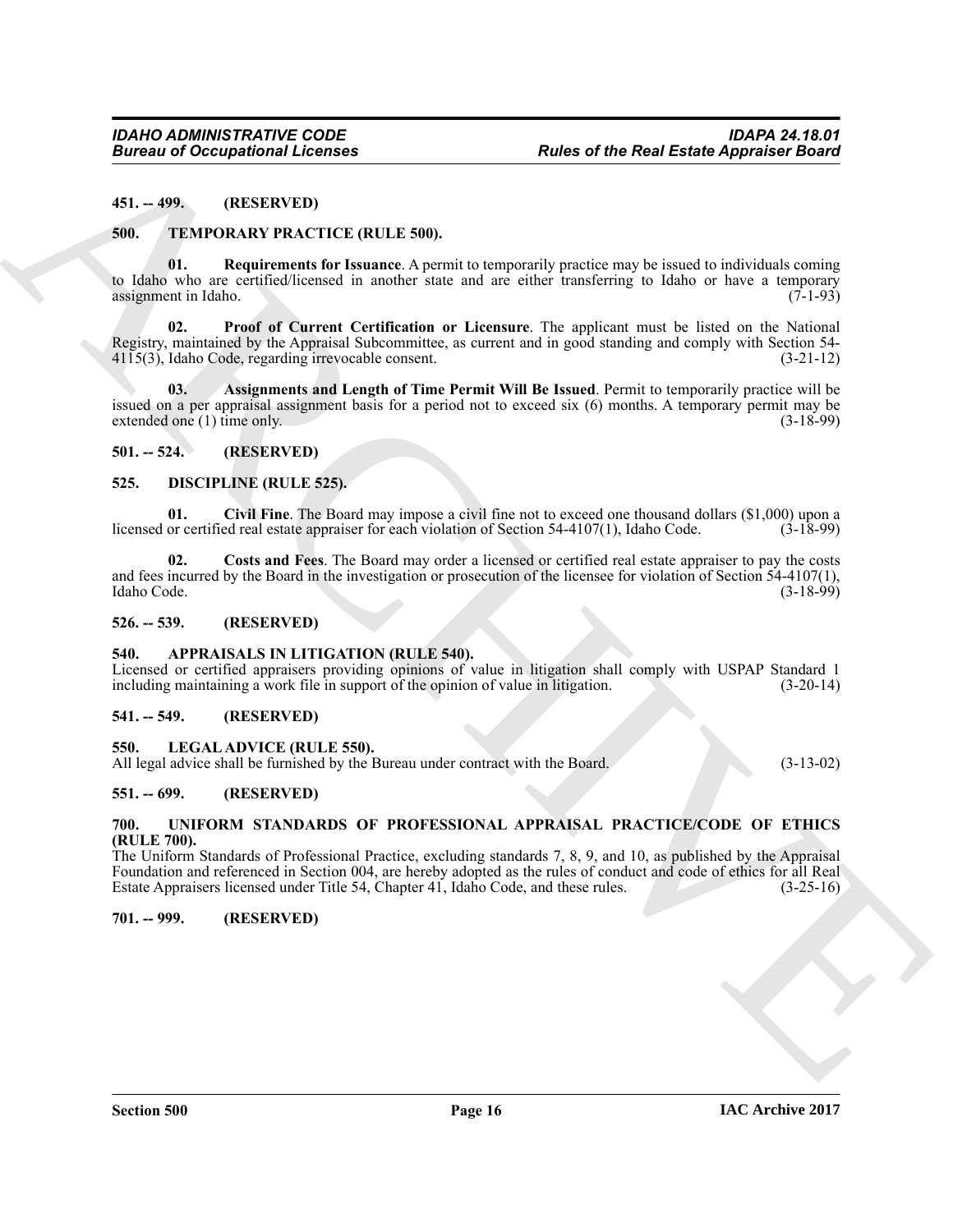**451. -- 499. (RESERVED)**

**500. TEMPORARY PRACTICE (RULE 500).**

**01. Requirements for Issuance**. A permit to temporarily practice may be issued to individuals coming to Idaho who are certified/licensed in another state and are either transferring to Idaho or have a temporary assignment in Idaho. (7-1-93)

**02. Proof of Current Certification or Licensure**. The applicant must be listed on the National Registry, maintained by the Appraisal Subcommittee, as current and in good standing and comply with Section 54-4115(3), Idaho Code, regarding irrevocable consent. (3-21-12)

**03. Assignments and Length of Time Permit Will Be Issued**. Permit to temporarily practice will be issued on a per appraisal assignment basis for a period not to exceed six (6) months. A temporary permit may be extended one (1) time only. (3-18-99)

**501. -- 524. (RESERVED)**

**525. DISCIPLINE (RULE 525).**

**01. Civil Fine**. The Board may impose a civil fine not to exceed one thousand dollars ($1,000) upon a licensed or certified real estate appraiser for each violation of Section 54-4107(1), Idaho Code. (3-18-99)

**02. Costs and Fees**. The Board may order a licensed or certified real estate appraiser to pay the costs and fees incurred by the Board in the investigation or prosecution of the licensee for violation of Section 54-4107(1), Idaho Code. (3-18-99)

**526. -- 539. (RESERVED)**

**540. APPRAISALS IN LITIGATION (RULE 540).**

Licensed or certified appraisers providing opinions of value in litigation shall comply with USPAP Standard 1 including maintaining a work file in support of the opinion of value in litigation. (3-20-14)

**541. -- 549. (RESERVED)**

**550. LEGAL ADVICE (RULE 550).**

All legal advice shall be furnished by the Bureau under contract with the Board. (3-13-02)

**551. -- 699. (RESERVED)**

**700. UNIFORM STANDARDS OF PROFESSIONAL APPRAISAL PRACTICE/CODE OF ETHICS (RULE 700).**

The Uniform Standards of Professional Practice, excluding standards 7, 8, 9, and 10, as published by the Appraisal Foundation and referenced in Section 004, are hereby adopted as the rules of conduct and code of ethics for all Real Estate Appraisers licensed under Title 54, Chapter 41, Idaho Code, and these rules. (3-25-16)

**701. -- 999. (RESERVED)**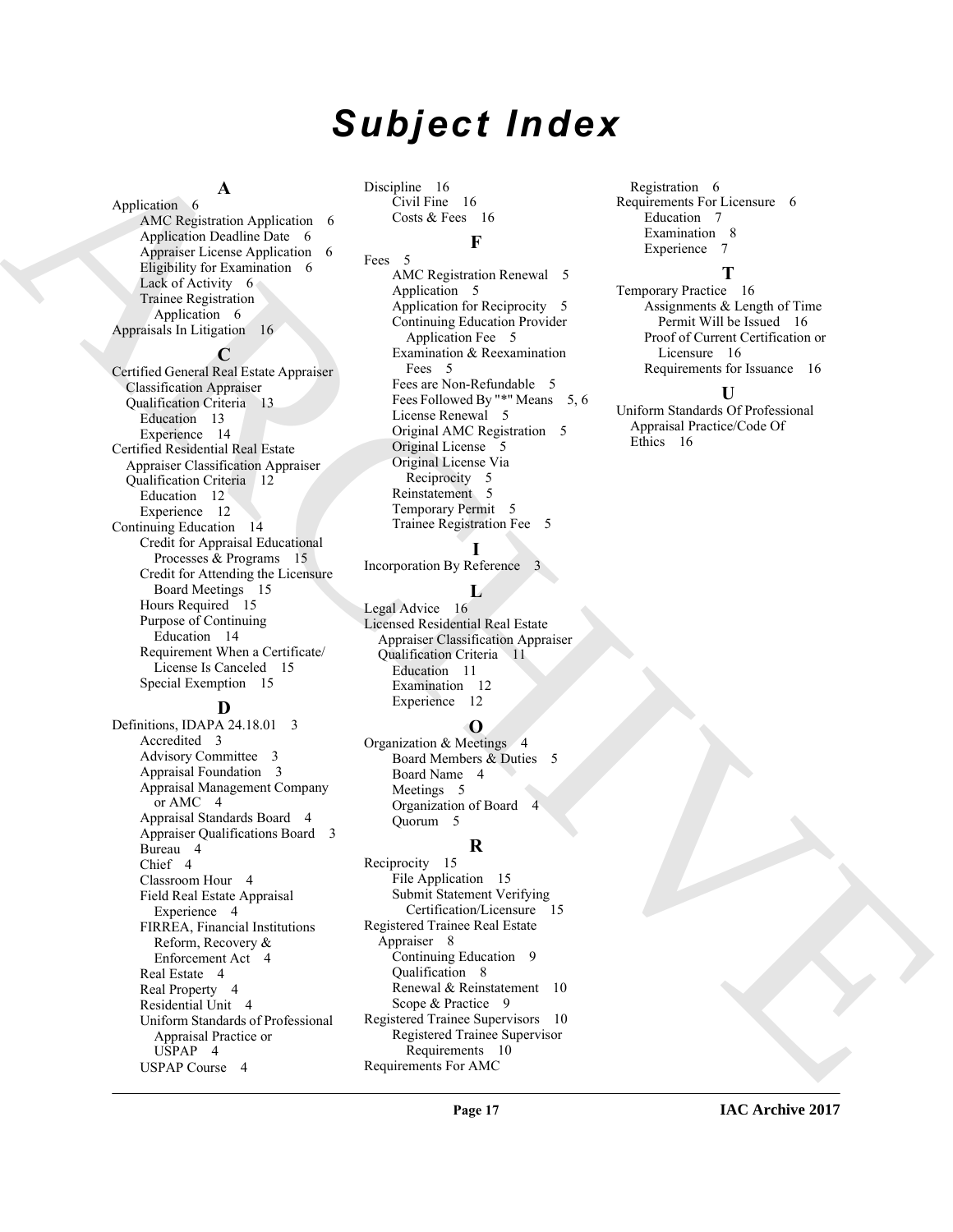# Subject Index

## A

Application 6
- AMC Registration Application 6
- Application Deadline Date 6
- Appraiser License Application 6
- Eligibility for Examination 6
- Lack of Activity 6
- Trainee Registration Application 6

Appraisals In Litigation 16

## C

Certified General Real Estate Appraiser Classification Appraiser Qualification Criteria 13
- Education 13
- Experience 14

Certified Residential Real Estate Appraiser Classification Appraiser Qualification Criteria 12
- Education 12
- Experience 12

Continuing Education 14
- Credit for Appraisal Educational Processes & Programs 15
- Credit for Attending the Licensure Board Meetings 15
- Hours Required 15
- Purpose of Continuing Education 14
- Requirement When a Certificate/ License Is Canceled 15
- Special Exemption 15

## D

Definitions, IDAPA 24.18.01 3
- Accredited 3
- Advisory Committee 3
- Appraisal Foundation 3
- Appraisal Management Company or AMC 4
- Appraisal Standards Board 4
- Appraiser Qualifications Board 3
- Bureau 4
- Chief 4
- Classroom Hour 4
- Field Real Estate Appraisal Experience 4
- FIRREA, Financial Institutions Reform, Recovery & Enforcement Act 4
- Real Estate 4
- Real Property 4
- Residential Unit 4
- Uniform Standards of Professional Appraisal Practice or USPAP 4
- USPAP Course 4

Discipline 16
- Civil Fine 16
- Costs & Fees 16

## F

Fees 5
- AMC Registration Renewal 5
- Application 5
- Application for Reciprocity 5
- Continuing Education Provider Application Fee 5
- Examination & Reexamination Fees 5
- Fees are Non-Refundable 5
- Fees Followed By "*" Means 5, 6
- License Renewal 5
- Original AMC Registration 5
- Original License 5
- Original License Via Reciprocity 5
- Reinstatement 5
- Temporary Permit 5
- Trainee Registration Fee 5

## I

Incorporation By Reference 3

## L

Legal Advice 16

Licensed Residential Real Estate Appraiser Classification Appraiser Qualification Criteria 11
- Education 11
- Examination 12
- Experience 12

## O

Organization & Meetings 4
- Board Members & Duties 5
- Board Name 4
- Meetings 5
- Organization of Board 4
- Quorum 5

## R

Reciprocity 15
- File Application 15
- Submit Statement Verifying Certification/Licensure 15

Registered Trainee Real Estate Appraiser 8
- Continuing Education 9
- Qualification 8
- Renewal & Reinstatement 10
- Scope & Practice 9

Registered Trainee Supervisors 10
- Registered Trainee Supervisor Requirements 10

Requirements For AMC Registration 6

Requirements For Licensure 6
- Education 7
- Examination 8
- Experience 7

## T

Temporary Practice 16
- Assignments & Length of Time Permit Will be Issued 16
- Proof of Current Certification or Licensure 16
- Requirements for Issuance 16

## U

Uniform Standards Of Professional Appraisal Practice/Code Of Ethics 16